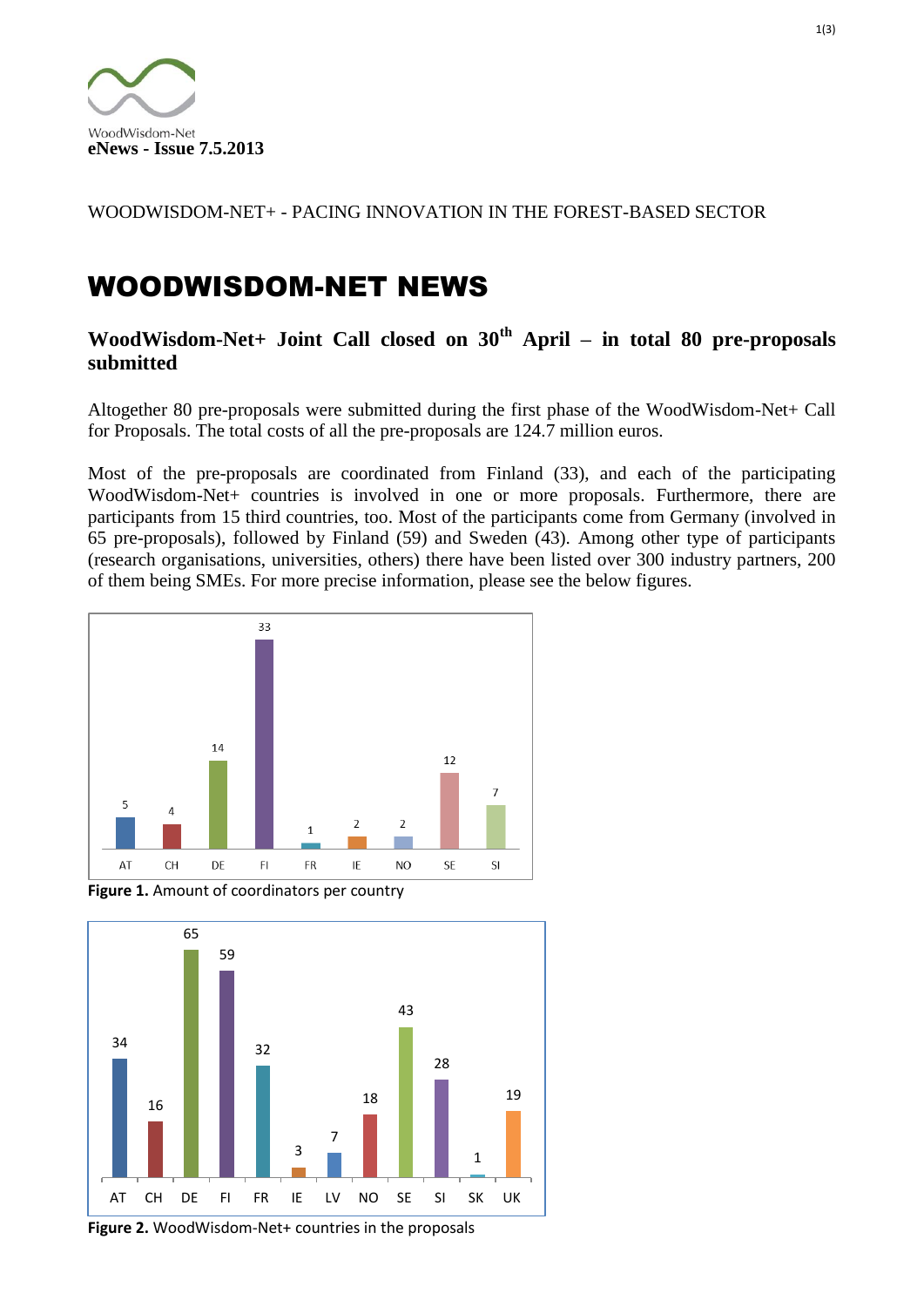WoodWisdom-Net
**eNews - Issue 7.5.2013**

WOODWISDOM-NET+ - PACING INNOVATION IN THE FOREST-BASED SECTOR

# WOODWISDOM-NET NEWS

## WoodWisdom-Net+ Joint Call closed on 30th April – in total 80 pre-proposals submitted

Altogether 80 pre-proposals were submitted during the first phase of the WoodWisdom-Net+ Call for Proposals. The total costs of all the pre-proposals are 124.7 million euros.

Most of the pre-proposals are coordinated from Finland (33), and each of the participating WoodWisdom-Net+ countries is involved in one or more proposals. Furthermore, there are participants from 15 third countries, too. Most of the participants come from Germany (involved in 65 pre-proposals), followed by Finland (59) and Sweden (43). Among other type of participants (research organisations, universities, others) there have been listed over 300 industry partners, 200 of them being SMEs. For more precise information, please see the below figures.

| AT | CH | DE | FI | FR | IE | NO | SE | SI |
|---|---|---|---|---|---|---|---|---|
| 5 | 4 | 14 | 33 | 1 | 2 | 2 | 12 | 7 |

**Figure 1.** Amount of coordinators per country

| AT | CH | DE | FI | FR | IE | LV | NO | SE | SI | SK | UK |
|---|---|---|---|---|---|---|---|---|---|---|---|
| 34 | 16 | 65 | 59 | 32 | 3 | 7 | 18 | 43 | 28 | 1 | 19 |

**Figure 2.** WoodWisdom-Net+ countries in the proposals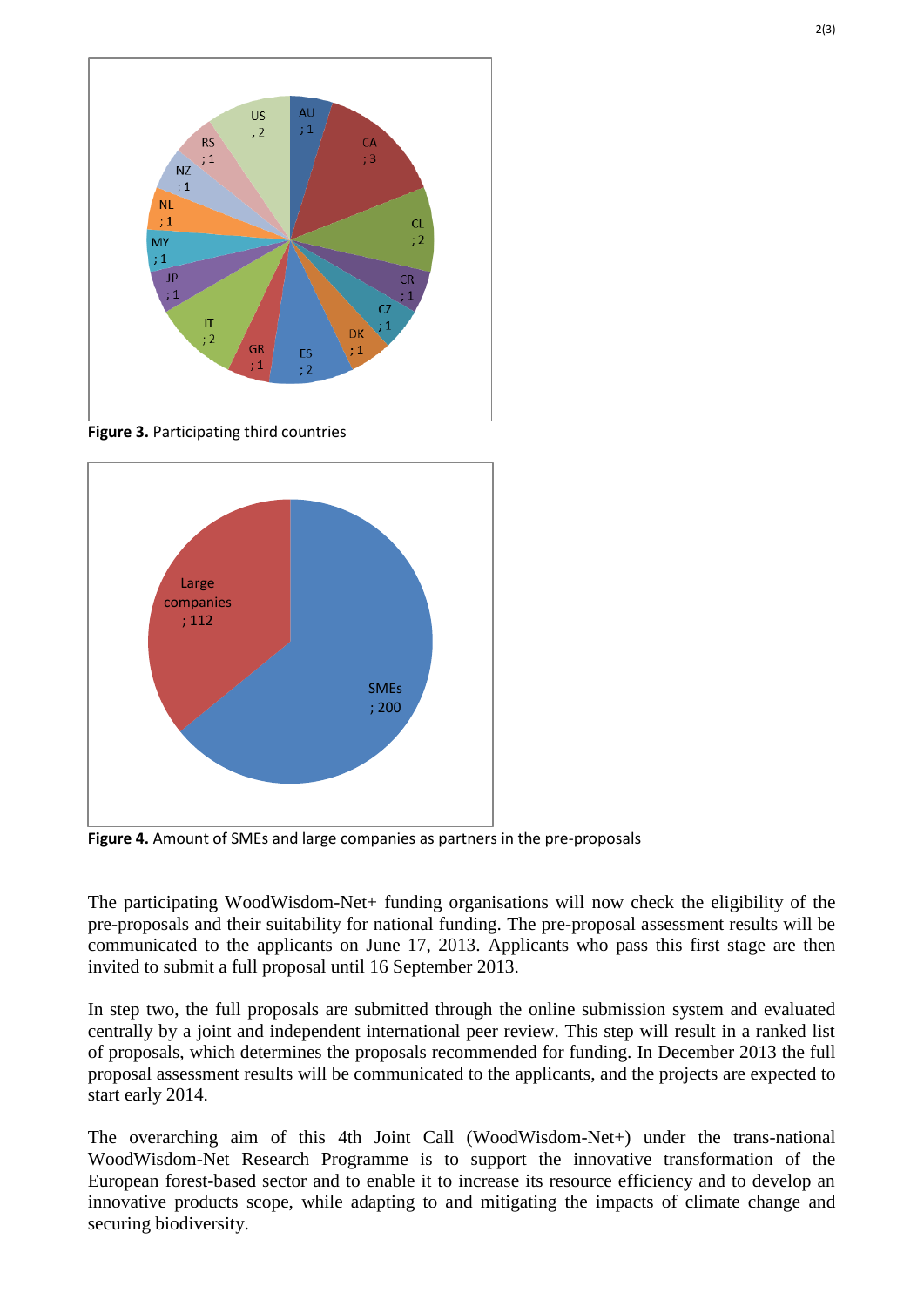**Figure 3.** Participating third countries

**Figure 4.** Amount of SMEs and large companies as partners in the pre-proposals

The participating WoodWisdom-Net+ funding organisations will now check the eligibility of the pre-proposals and their suitability for national funding. The pre-proposal assessment results will be communicated to the applicants on June 17, 2013. Applicants who pass this first stage are then invited to submit a full proposal until 16 September 2013.

In step two, the full proposals are submitted through the online submission system and evaluated centrally by a joint and independent international peer review. This step will result in a ranked list of proposals, which determines the proposals recommended for funding. In December 2013 the full proposal assessment results will be communicated to the applicants, and the projects are expected to start early 2014.

The overarching aim of this 4th Joint Call (WoodWisdom-Net+) under the trans-national WoodWisdom-Net Research Programme is to support the innovative transformation of the European forest-based sector and to enable it to increase its resource efficiency and to develop an innovative products scope, while adapting to and mitigating the impacts of climate change and securing biodiversity.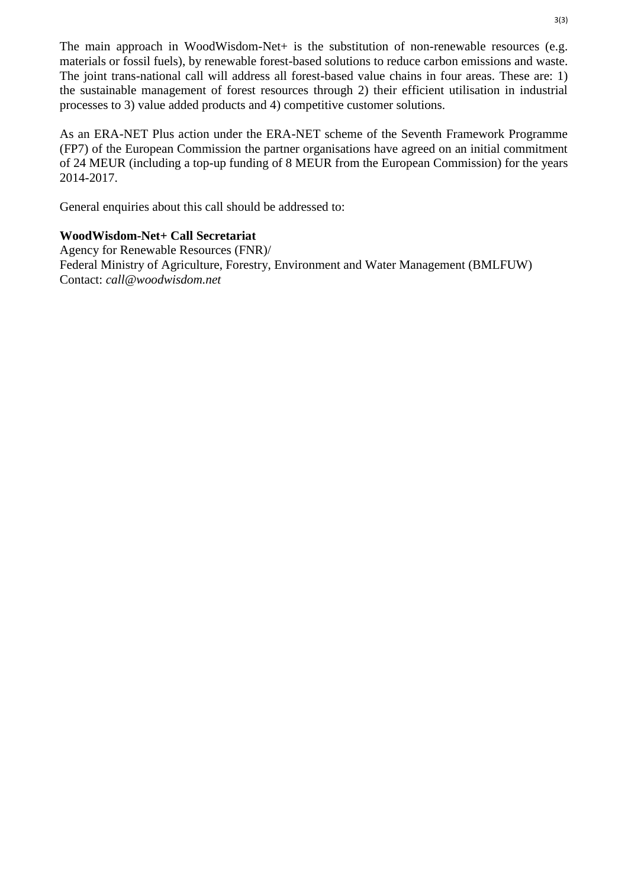The main approach in WoodWisdom-Net+ is the substitution of non-renewable resources (e.g. materials or fossil fuels), by renewable forest-based solutions to reduce carbon emissions and waste. The joint trans-national call will address all forest-based value chains in four areas. These are: 1) the sustainable management of forest resources through 2) their efficient utilisation in industrial processes to 3) value added products and 4) competitive customer solutions.

As an ERA-NET Plus action under the ERA-NET scheme of the Seventh Framework Programme (FP7) of the European Commission the partner organisations have agreed on an initial commitment of 24 MEUR (including a top-up funding of 8 MEUR from the European Commission) for the years 2014-2017.

General enquiries about this call should be addressed to:

**WoodWisdom-Net+ Call Secretariat**
Agency for Renewable Resources (FNR)/
Federal Ministry of Agriculture, Forestry, Environment and Water Management (BMLFUW)
Contact: *call@woodwisdom.net*